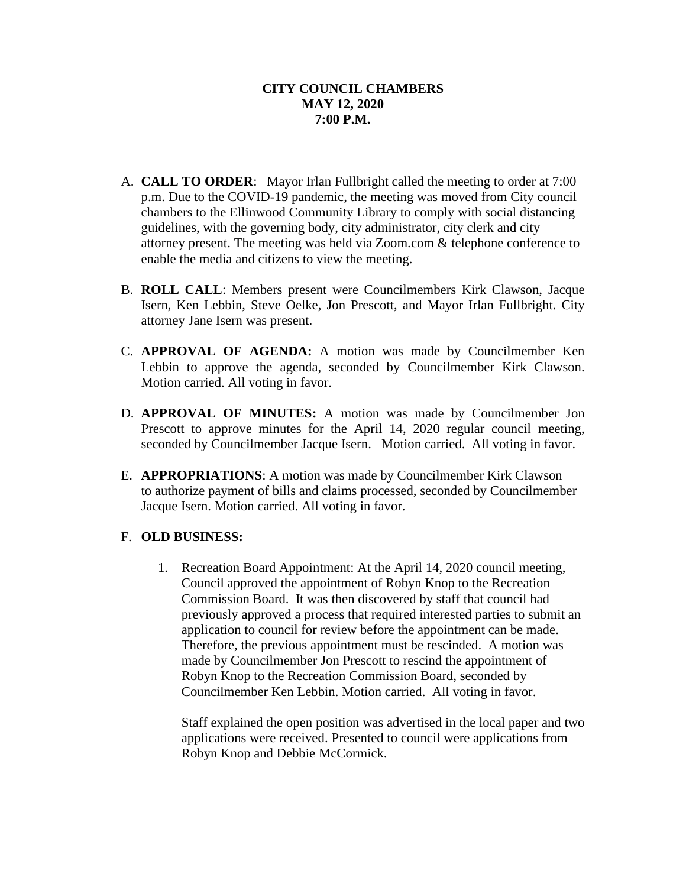**CITY COUNCIL CHAMBERS**
**MAY 12, 2020**
**7:00 P.M.**

A. **CALL TO ORDER**: Mayor Irlan Fullbright called the meeting to order at 7:00 p.m. Due to the COVID-19 pandemic, the meeting was moved from City council chambers to the Ellinwood Community Library to comply with social distancing guidelines, with the governing body, city administrator, city clerk and city attorney present. The meeting was held via Zoom.com & telephone conference to enable the media and citizens to view the meeting.

B. **ROLL CALL**: Members present were Councilmembers Kirk Clawson, Jacque Isern, Ken Lebbin, Steve Oelke, Jon Prescott, and Mayor Irlan Fullbright. City attorney Jane Isern was present.

C. **APPROVAL OF AGENDA:** A motion was made by Councilmember Ken Lebbin to approve the agenda, seconded by Councilmember Kirk Clawson. Motion carried. All voting in favor.

D. **APPROVAL OF MINUTES:** A motion was made by Councilmember Jon Prescott to approve minutes for the April 14, 2020 regular council meeting, seconded by Councilmember Jacque Isern. Motion carried. All voting in favor.

E. **APPROPRIATIONS**: A motion was made by Councilmember Kirk Clawson to authorize payment of bills and claims processed, seconded by Councilmember Jacque Isern. Motion carried. All voting in favor.

F. **OLD BUSINESS:**

1. Recreation Board Appointment: At the April 14, 2020 council meeting, Council approved the appointment of Robyn Knop to the Recreation Commission Board. It was then discovered by staff that council had previously approved a process that required interested parties to submit an application to council for review before the appointment can be made. Therefore, the previous appointment must be rescinded. A motion was made by Councilmember Jon Prescott to rescind the appointment of Robyn Knop to the Recreation Commission Board, seconded by Councilmember Ken Lebbin. Motion carried. All voting in favor.

   Staff explained the open position was advertised in the local paper and two applications were received. Presented to council were applications from Robyn Knop and Debbie McCormick.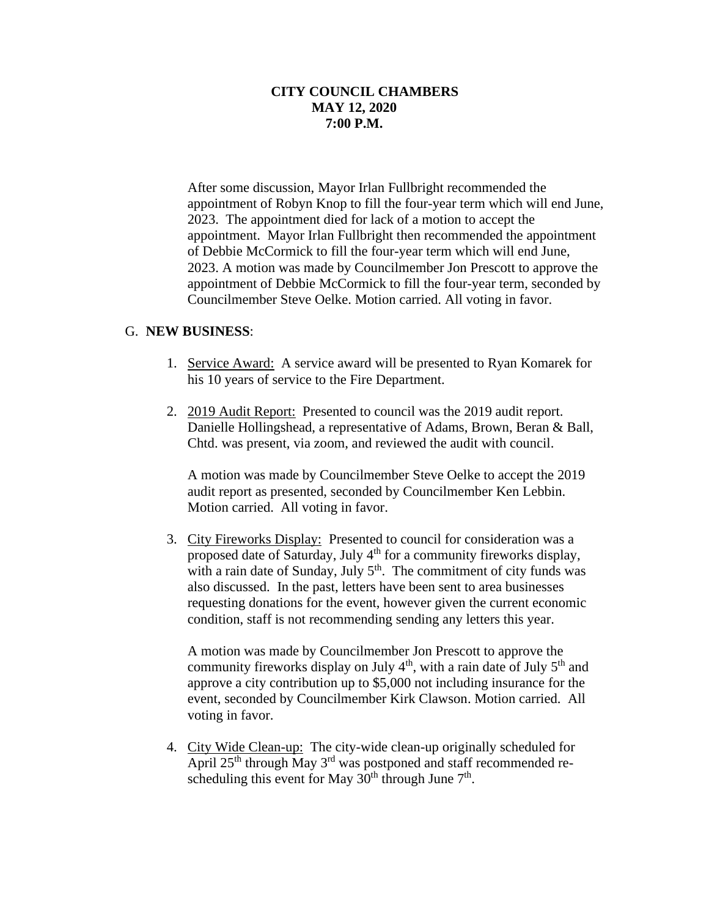**CITY COUNCIL CHAMBERS**
**MAY 12, 2020**
**7:00 P.M.**

After some discussion, Mayor Irlan Fullbright recommended the appointment of Robyn Knop to fill the four-year term which will end June, 2023. The appointment died for lack of a motion to accept the appointment. Mayor Irlan Fullbright then recommended the appointment of Debbie McCormick to fill the four-year term which will end June, 2023. A motion was made by Councilmember Jon Prescott to approve the appointment of Debbie McCormick to fill the four-year term, seconded by Councilmember Steve Oelke. Motion carried. All voting in favor.

G. **NEW BUSINESS**:

1. Service Award: A service award will be presented to Ryan Komarek for his 10 years of service to the Fire Department.

2. 2019 Audit Report: Presented to council was the 2019 audit report. Danielle Hollingshead, a representative of Adams, Brown, Beran & Ball, Chtd. was present, via zoom, and reviewed the audit with council.

   A motion was made by Councilmember Steve Oelke to accept the 2019 audit report as presented, seconded by Councilmember Ken Lebbin. Motion carried. All voting in favor.

3. City Fireworks Display: Presented to council for consideration was a proposed date of Saturday, July 4th for a community fireworks display, with a rain date of Sunday, July 5th. The commitment of city funds was also discussed. In the past, letters have been sent to area businesses requesting donations for the event, however given the current economic condition, staff is not recommending sending any letters this year.

   A motion was made by Councilmember Jon Prescott to approve the community fireworks display on July 4th, with a rain date of July 5th and approve a city contribution up to $5,000 not including insurance for the event, seconded by Councilmember Kirk Clawson. Motion carried. All voting in favor.

4. City Wide Clean-up: The city-wide clean-up originally scheduled for April 25th through May 3rd was postponed and staff recommended re-scheduling this event for May 30th through June 7th.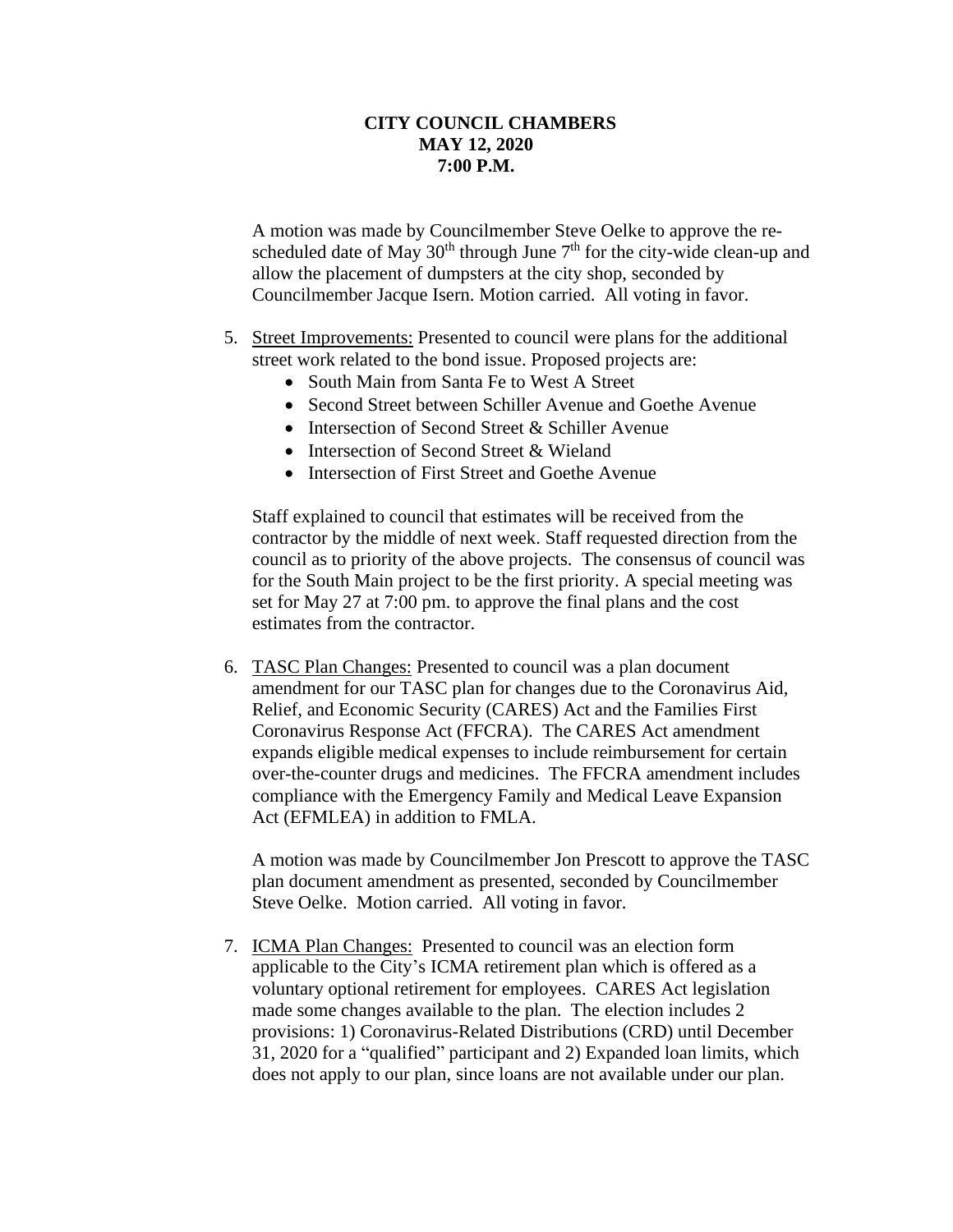**CITY COUNCIL CHAMBERS**
**MAY 12, 2020**
**7:00 P.M.**

A motion was made by Councilmember Steve Oelke to approve the re-scheduled date of May 30th through June 7th for the city-wide clean-up and allow the placement of dumpsters at the city shop, seconded by Councilmember Jacque Isern. Motion carried. All voting in favor.

5. Street Improvements: Presented to council were plans for the additional street work related to the bond issue. Proposed projects are:
   - South Main from Santa Fe to West A Street
   - Second Street between Schiller Avenue and Goethe Avenue
   - Intersection of Second Street & Schiller Avenue
   - Intersection of Second Street & Wieland
   - Intersection of First Street and Goethe Avenue

   Staff explained to council that estimates will be received from the contractor by the middle of next week. Staff requested direction from the council as to priority of the above projects. The consensus of council was for the South Main project to be the first priority. A special meeting was set for May 27 at 7:00 pm. to approve the final plans and the cost estimates from the contractor.

6. TASC Plan Changes: Presented to council was a plan document amendment for our TASC plan for changes due to the Coronavirus Aid, Relief, and Economic Security (CARES) Act and the Families First Coronavirus Response Act (FFCRA). The CARES Act amendment expands eligible medical expenses to include reimbursement for certain over-the-counter drugs and medicines. The FFCRA amendment includes compliance with the Emergency Family and Medical Leave Expansion Act (EFMLEA) in addition to FMLA.

   A motion was made by Councilmember Jon Prescott to approve the TASC plan document amendment as presented, seconded by Councilmember Steve Oelke. Motion carried. All voting in favor.

7. ICMA Plan Changes: Presented to council was an election form applicable to the City's ICMA retirement plan which is offered as a voluntary optional retirement for employees. CARES Act legislation made some changes available to the plan. The election includes 2 provisions: 1) Coronavirus-Related Distributions (CRD) until December 31, 2020 for a "qualified" participant and 2) Expanded loan limits, which does not apply to our plan, since loans are not available under our plan.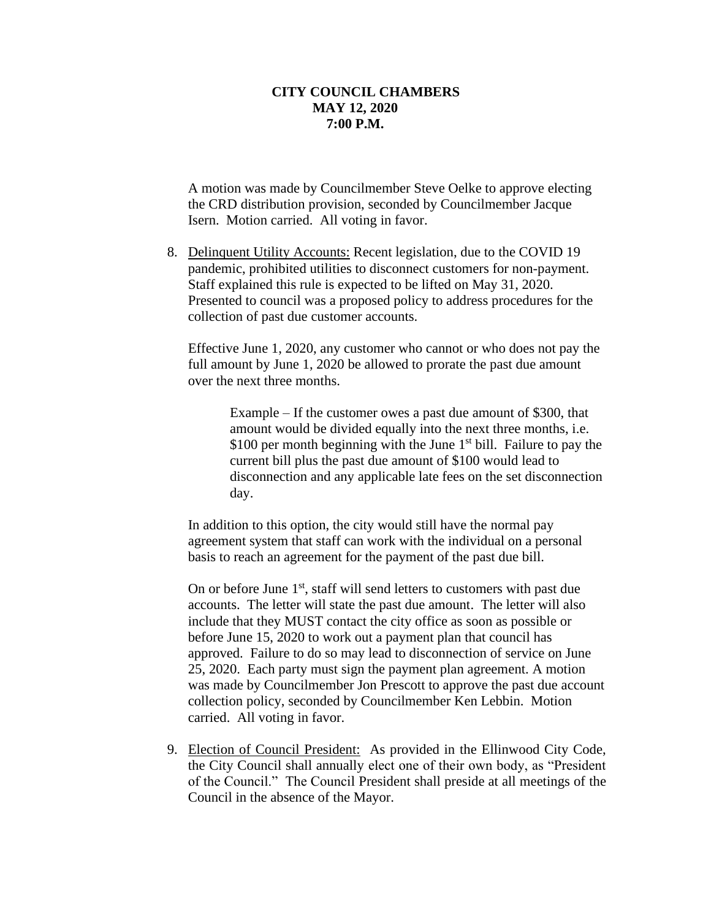**CITY COUNCIL CHAMBERS**
**MAY 12, 2020**
**7:00 P.M.**

A motion was made by Councilmember Steve Oelke to approve electing the CRD distribution provision, seconded by Councilmember Jacque Isern. Motion carried. All voting in favor.

8. Delinquent Utility Accounts: Recent legislation, due to the COVID 19 pandemic, prohibited utilities to disconnect customers for non-payment. Staff explained this rule is expected to be lifted on May 31, 2020. Presented to council was a proposed policy to address procedures for the collection of past due customer accounts.

   Effective June 1, 2020, any customer who cannot or who does not pay the full amount by June 1, 2020 be allowed to prorate the past due amount over the next three months.

   > Example – If the customer owes a past due amount of $300, that amount would be divided equally into the next three months, i.e. $100 per month beginning with the June 1st bill. Failure to pay the current bill plus the past due amount of $100 would lead to disconnection and any applicable late fees on the set disconnection day.

   In addition to this option, the city would still have the normal pay agreement system that staff can work with the individual on a personal basis to reach an agreement for the payment of the past due bill.

   On or before June 1st, staff will send letters to customers with past due accounts. The letter will state the past due amount. The letter will also include that they MUST contact the city office as soon as possible or before June 15, 2020 to work out a payment plan that council has approved. Failure to do so may lead to disconnection of service on June 25, 2020. Each party must sign the payment plan agreement. A motion was made by Councilmember Jon Prescott to approve the past due account collection policy, seconded by Councilmember Ken Lebbin. Motion carried. All voting in favor.

9. Election of Council President: As provided in the Ellinwood City Code, the City Council shall annually elect one of their own body, as "President of the Council." The Council President shall preside at all meetings of the Council in the absence of the Mayor.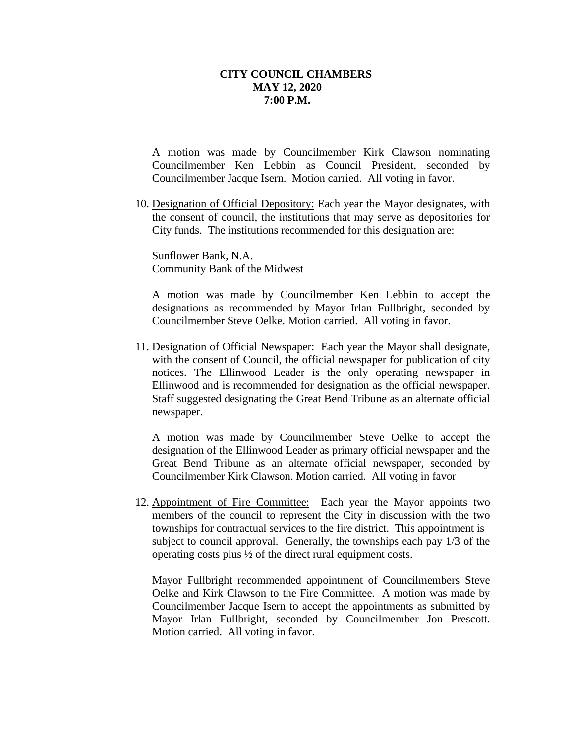**CITY COUNCIL CHAMBERS**
**MAY 12, 2020**
**7:00 P.M.**

A motion was made by Councilmember Kirk Clawson nominating Councilmember Ken Lebbin as Council President, seconded by Councilmember Jacque Isern. Motion carried. All voting in favor.

10. Designation of Official Depository: Each year the Mayor designates, with the consent of council, the institutions that may serve as depositories for City funds. The institutions recommended for this designation are:

    Sunflower Bank, N.A.
    Community Bank of the Midwest

    A motion was made by Councilmember Ken Lebbin to accept the designations as recommended by Mayor Irlan Fullbright, seconded by Councilmember Steve Oelke. Motion carried. All voting in favor.

11. Designation of Official Newspaper: Each year the Mayor shall designate, with the consent of Council, the official newspaper for publication of city notices. The Ellinwood Leader is the only operating newspaper in Ellinwood and is recommended for designation as the official newspaper. Staff suggested designating the Great Bend Tribune as an alternate official newspaper.

    A motion was made by Councilmember Steve Oelke to accept the designation of the Ellinwood Leader as primary official newspaper and the Great Bend Tribune as an alternate official newspaper, seconded by Councilmember Kirk Clawson. Motion carried. All voting in favor

12. Appointment of Fire Committee: Each year the Mayor appoints two members of the council to represent the City in discussion with the two townships for contractual services to the fire district. This appointment is subject to council approval. Generally, the townships each pay 1/3 of the operating costs plus ½ of the direct rural equipment costs.

    Mayor Fullbright recommended appointment of Councilmembers Steve Oelke and Kirk Clawson to the Fire Committee. A motion was made by Councilmember Jacque Isern to accept the appointments as submitted by Mayor Irlan Fullbright, seconded by Councilmember Jon Prescott. Motion carried. All voting in favor.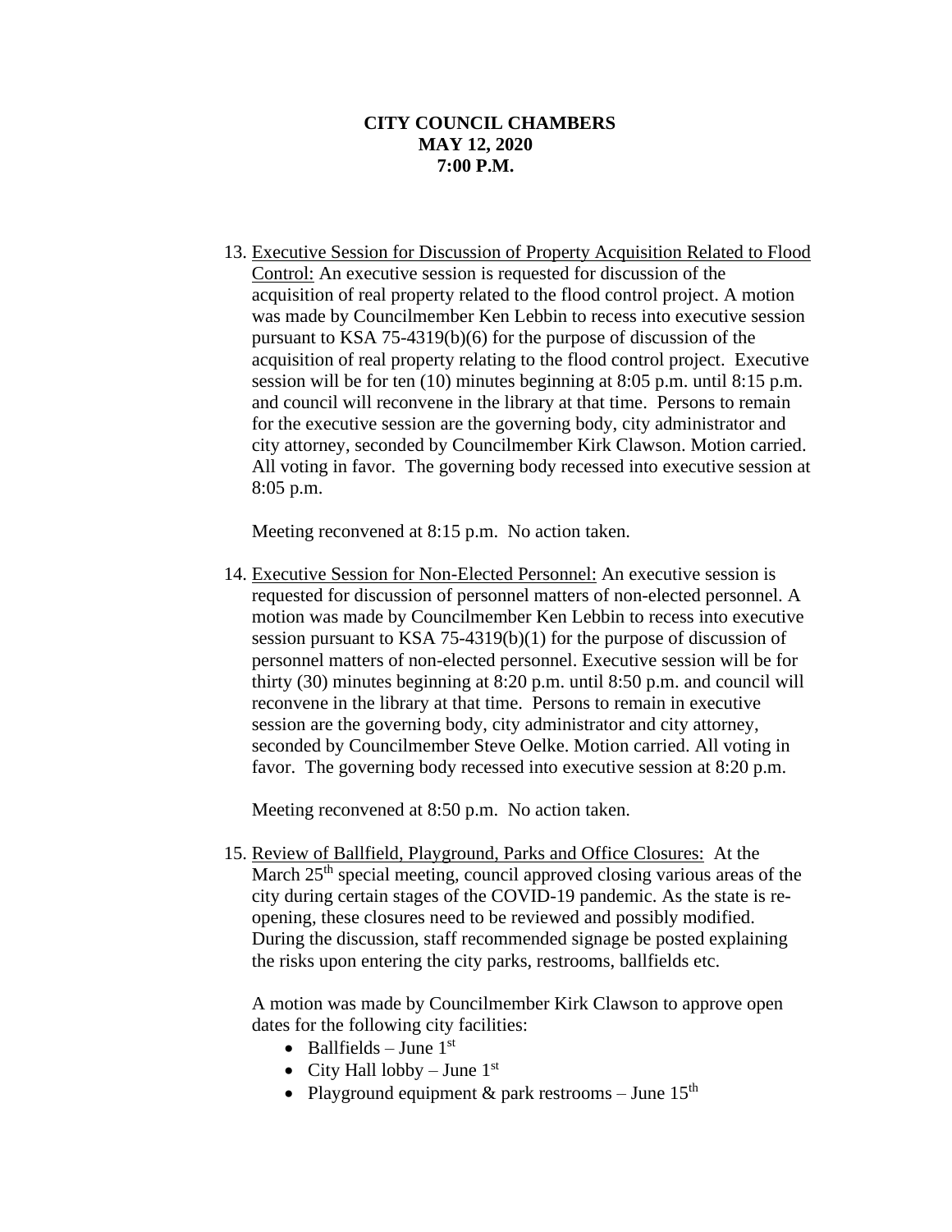**CITY COUNCIL CHAMBERS**
**MAY 12, 2020**
**7:00 P.M.**

13. Executive Session for Discussion of Property Acquisition Related to Flood Control: An executive session is requested for discussion of the acquisition of real property related to the flood control project. A motion was made by Councilmember Ken Lebbin to recess into executive session pursuant to KSA 75-4319(b)(6) for the purpose of discussion of the acquisition of real property relating to the flood control project. Executive session will be for ten (10) minutes beginning at 8:05 p.m. until 8:15 p.m. and council will reconvene in the library at that time. Persons to remain for the executive session are the governing body, city administrator and city attorney, seconded by Councilmember Kirk Clawson. Motion carried. All voting in favor. The governing body recessed into executive session at 8:05 p.m.

    Meeting reconvened at 8:15 p.m. No action taken.

14. Executive Session for Non-Elected Personnel: An executive session is requested for discussion of personnel matters of non-elected personnel. A motion was made by Councilmember Ken Lebbin to recess into executive session pursuant to KSA 75-4319(b)(1) for the purpose of discussion of personnel matters of non-elected personnel. Executive session will be for thirty (30) minutes beginning at 8:20 p.m. until 8:50 p.m. and council will reconvene in the library at that time. Persons to remain in executive session are the governing body, city administrator and city attorney, seconded by Councilmember Steve Oelke. Motion carried. All voting in favor. The governing body recessed into executive session at 8:20 p.m.

    Meeting reconvened at 8:50 p.m. No action taken.

15. Review of Ballfield, Playground, Parks and Office Closures: At the March 25th special meeting, council approved closing various areas of the city during certain stages of the COVID-19 pandemic. As the state is re-opening, these closures need to be reviewed and possibly modified. During the discussion, staff recommended signage be posted explaining the risks upon entering the city parks, restrooms, ballfields etc.

    A motion was made by Councilmember Kirk Clawson to approve open dates for the following city facilities:

    - Ballfields – June 1st
    - City Hall lobby – June 1st
    - Playground equipment & park restrooms – June 15th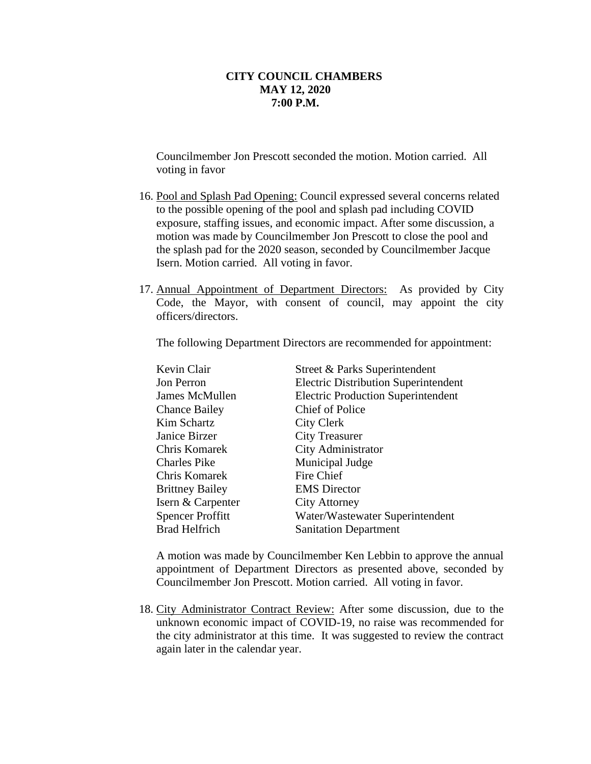**CITY COUNCIL CHAMBERS**
**MAY 12, 2020**
**7:00 P.M.**

Councilmember Jon Prescott seconded the motion. Motion carried. All voting in favor

16. Pool and Splash Pad Opening: Council expressed several concerns related to the possible opening of the pool and splash pad including COVID exposure, staffing issues, and economic impact. After some discussion, a motion was made by Councilmember Jon Prescott to close the pool and the splash pad for the 2020 season, seconded by Councilmember Jacque Isern. Motion carried. All voting in favor.

17. Annual Appointment of Department Directors: As provided by City Code, the Mayor, with consent of council, may appoint the city officers/directors.

    The following Department Directors are recommended for appointment:

    | | |
    |---|---|
    | Kevin Clair | Street & Parks Superintendent |
    | Jon Perron | Electric Distribution Superintendent |
    | James McMullen | Electric Production Superintendent |
    | Chance Bailey | Chief of Police |
    | Kim Schartz | City Clerk |
    | Janice Birzer | City Treasurer |
    | Chris Komarek | City Administrator |
    | Charles Pike | Municipal Judge |
    | Chris Komarek | Fire Chief |
    | Brittney Bailey | EMS Director |
    | Isern & Carpenter | City Attorney |
    | Spencer Proffitt | Water/Wastewater Superintendent |
    | Brad Helfrich | Sanitation Department |

    A motion was made by Councilmember Ken Lebbin to approve the annual appointment of Department Directors as presented above, seconded by Councilmember Jon Prescott. Motion carried. All voting in favor.

18. City Administrator Contract Review: After some discussion, due to the unknown economic impact of COVID-19, no raise was recommended for the city administrator at this time. It was suggested to review the contract again later in the calendar year.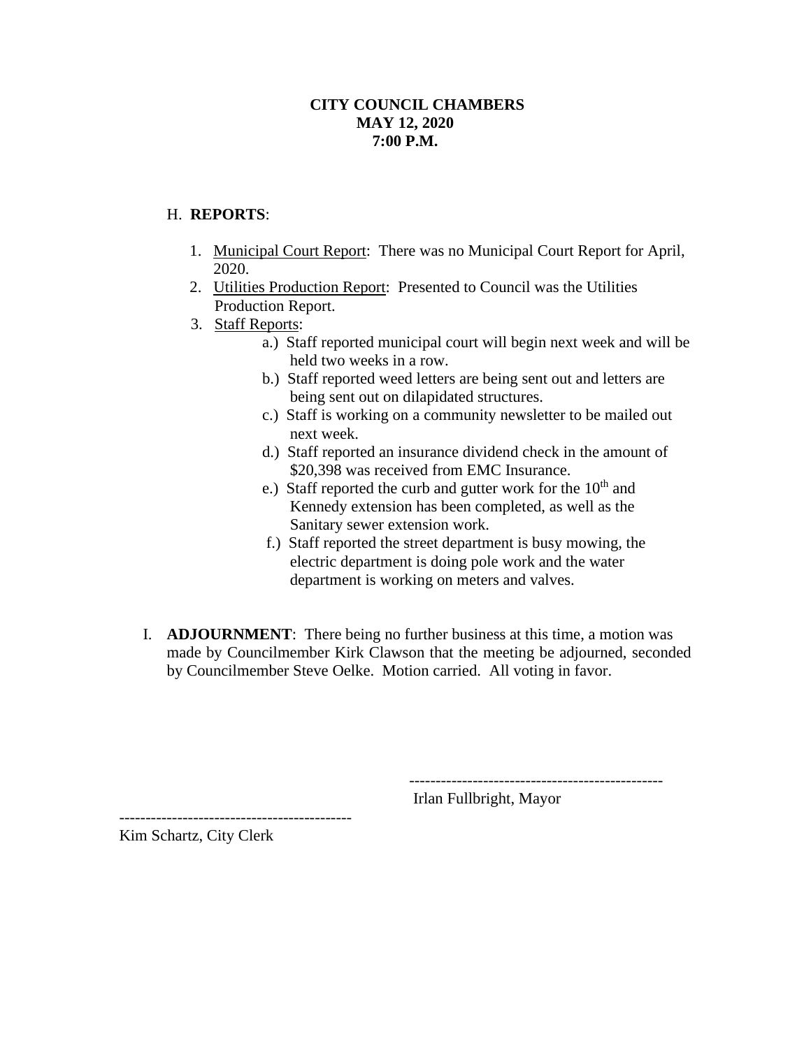**CITY COUNCIL CHAMBERS**
**MAY 12, 2020**
**7:00 P.M.**

H. **REPORTS**:

1. Municipal Court Report: There was no Municipal Court Report for April, 2020.
2. Utilities Production Report: Presented to Council was the Utilities Production Report.
3. Staff Reports:
   - a.) Staff reported municipal court will begin next week and will be held two weeks in a row.
   - b.) Staff reported weed letters are being sent out and letters are being sent out on dilapidated structures.
   - c.) Staff is working on a community newsletter to be mailed out next week.
   - d.) Staff reported an insurance dividend check in the amount of $20,398 was received from EMC Insurance.
   - e.) Staff reported the curb and gutter work for the 10th and Kennedy extension has been completed, as well as the Sanitary sewer extension work.
   - f.) Staff reported the street department is busy mowing, the electric department is doing pole work and the water department is working on meters and valves.

I. **ADJOURNMENT**: There being no further business at this time, a motion was made by Councilmember Kirk Clawson that the meeting be adjourned, seconded by Councilmember Steve Oelke. Motion carried. All voting in favor.

------------------------------------------------
Irlan Fullbright, Mayor

--------------------------------------------
Kim Schartz, City Clerk